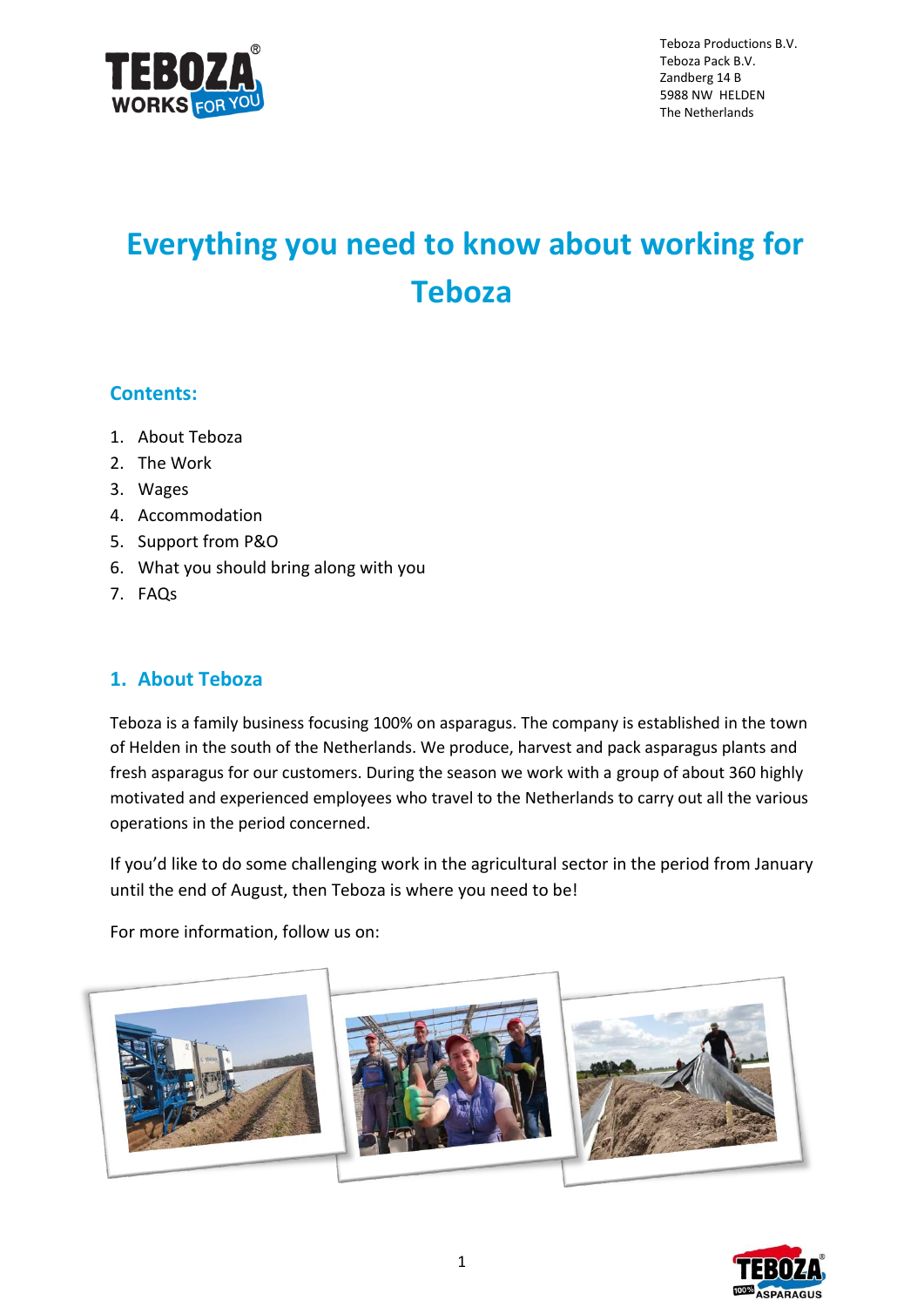Teboza Productions B.V.
Teboza Pack B.V.
Zandberg 14 B
5988 NW HELDEN
The Netherlands

# Everything you need to know about working for Teboza

## Contents:

1. About Teboza
2. The Work
3. Wages
4. Accommodation
5. Support from P&O
6. What you should bring along with you
7. FAQs

## 1. About Teboza

Teboza is a family business focusing 100% on asparagus. The company is established in the town of Helden in the south of the Netherlands. We produce, harvest and pack asparagus plants and fresh asparagus for our customers. During the season we work with a group of about 360 highly motivated and experienced employees who travel to the Netherlands to carry out all the various operations in the period concerned.

If you'd like to do some challenging work in the agricultural sector in the period from January until the end of August, then Teboza is where you need to be!

For more information, follow us on: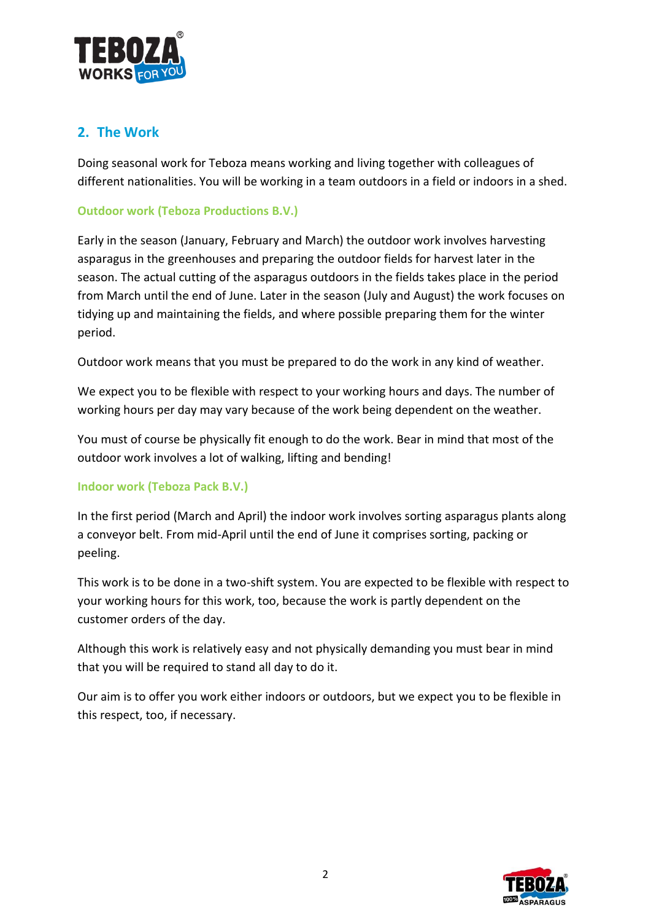## 2. The Work

Doing seasonal work for Teboza means working and living together with colleagues of different nationalities. You will be working in a team outdoors in a field or indoors in a shed.

### Outdoor work (Teboza Productions B.V.)

Early in the season (January, February and March) the outdoor work involves harvesting asparagus in the greenhouses and preparing the outdoor fields for harvest later in the season. The actual cutting of the asparagus outdoors in the fields takes place in the period from March until the end of June. Later in the season (July and August) the work focuses on tidying up and maintaining the fields, and where possible preparing them for the winter period.

Outdoor work means that you must be prepared to do the work in any kind of weather.

We expect you to be flexible with respect to your working hours and days. The number of working hours per day may vary because of the work being dependent on the weather.

You must of course be physically fit enough to do the work. Bear in mind that most of the outdoor work involves a lot of walking, lifting and bending!

### Indoor work (Teboza Pack B.V.)

In the first period (March and April) the indoor work involves sorting asparagus plants along a conveyor belt. From mid-April until the end of June it comprises sorting, packing or peeling.

This work is to be done in a two-shift system. You are expected to be flexible with respect to your working hours for this work, too, because the work is partly dependent on the customer orders of the day.

Although this work is relatively easy and not physically demanding you must bear in mind that you will be required to stand all day to do it.

Our aim is to offer you work either indoors or outdoors, but we expect you to be flexible in this respect, too, if necessary.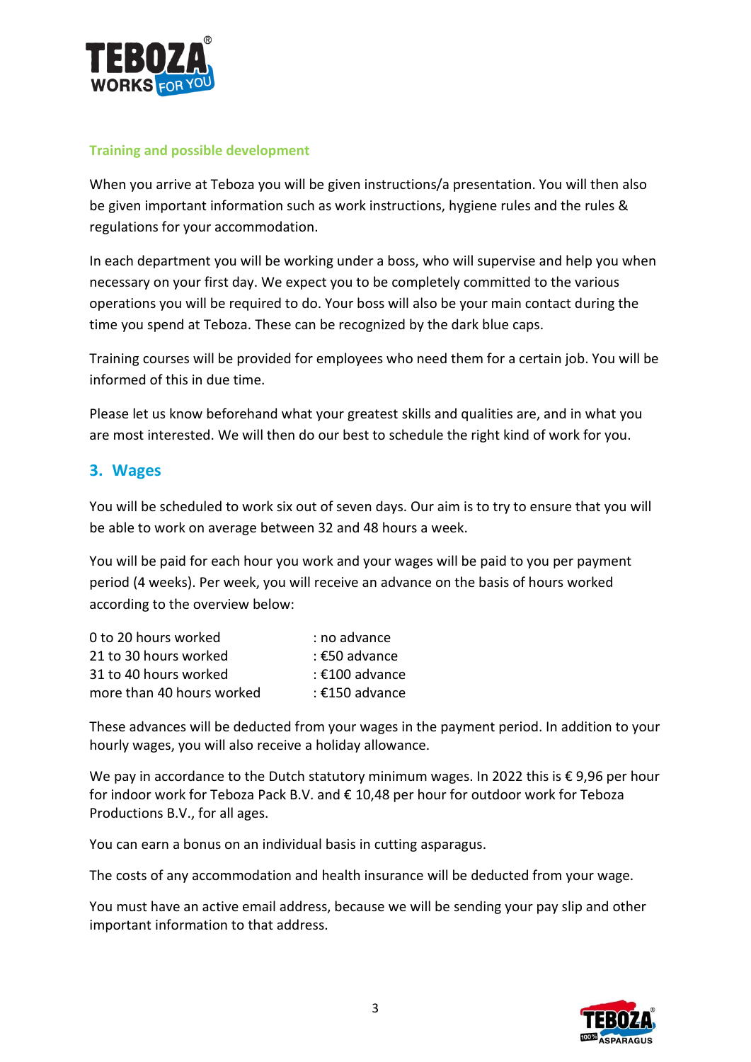### Training and possible development

When you arrive at Teboza you will be given instructions/a presentation. You will then also be given important information such as work instructions, hygiene rules and the rules & regulations for your accommodation.

In each department you will be working under a boss, who will supervise and help you when necessary on your first day. We expect you to be completely committed to the various operations you will be required to do. Your boss will also be your main contact during the time you spend at Teboza. These can be recognized by the dark blue caps.

Training courses will be provided for employees who need them for a certain job. You will be informed of this in due time.

Please let us know beforehand what your greatest skills and qualities are, and in what you are most interested. We will then do our best to schedule the right kind of work for you.

## 3. Wages

You will be scheduled to work six out of seven days. Our aim is to try to ensure that you will be able to work on average between 32 and 48 hours a week.

You will be paid for each hour you work and your wages will be paid to you per payment period (4 weeks). Per week, you will receive an advance on the basis of hours worked according to the overview below:

| | |
|---|---|
| 0 to 20 hours worked | : no advance |
| 21 to 30 hours worked | : €50 advance |
| 31 to 40 hours worked | : €100 advance |
| more than 40 hours worked | : €150 advance |

These advances will be deducted from your wages in the payment period. In addition to your hourly wages, you will also receive a holiday allowance.

We pay in accordance to the Dutch statutory minimum wages. In 2022 this is € 9,96 per hour for indoor work for Teboza Pack B.V. and € 10,48 per hour for outdoor work for Teboza Productions B.V., for all ages.

You can earn a bonus on an individual basis in cutting asparagus.

The costs of any accommodation and health insurance will be deducted from your wage.

You must have an active email address, because we will be sending your pay slip and other important information to that address.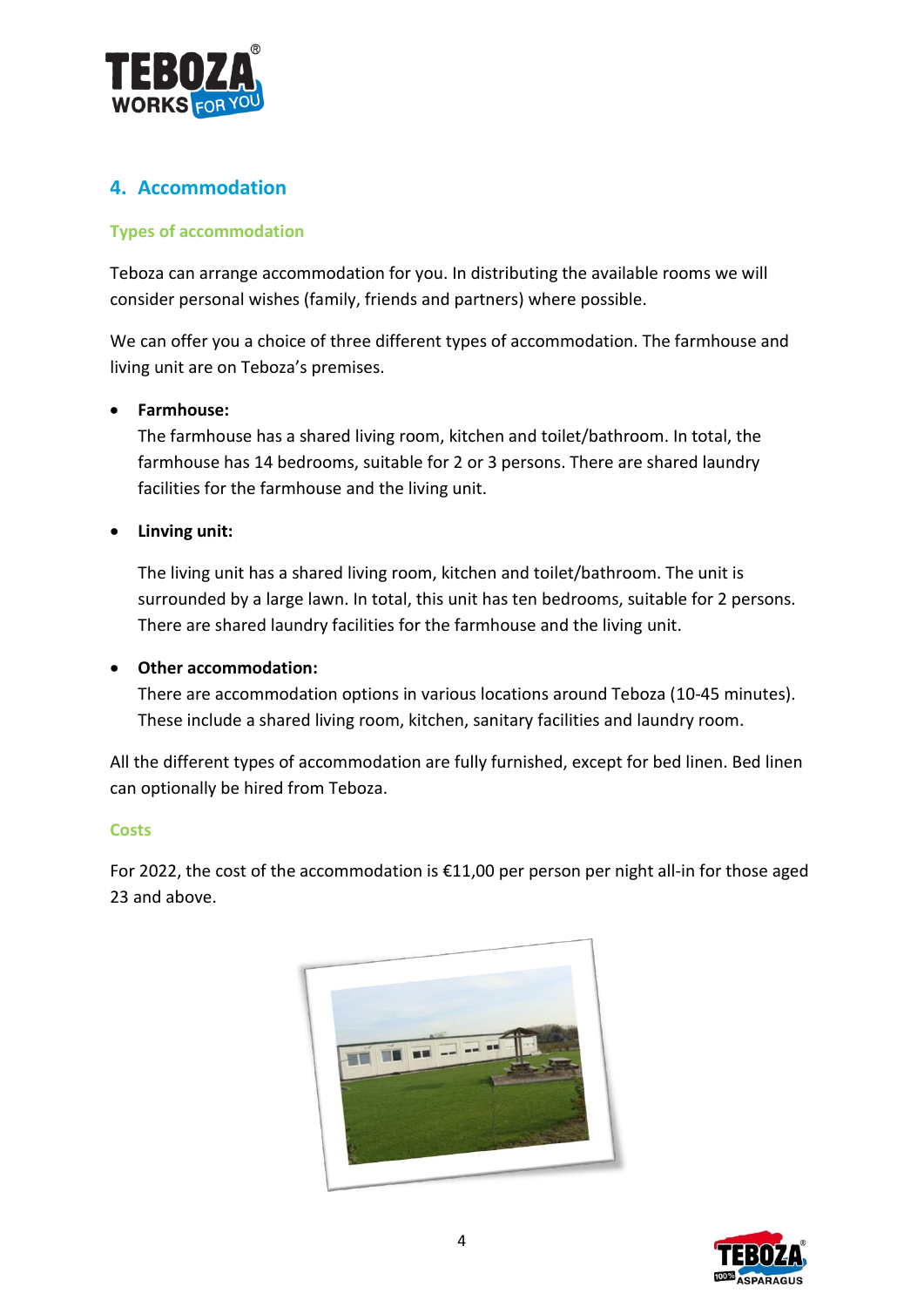## 4. Accommodation

### Types of accommodation

Teboza can arrange accommodation for you. In distributing the available rooms we will consider personal wishes (family, friends and partners) where possible.

We can offer you a choice of three different types of accommodation. The farmhouse and living unit are on Teboza's premises.

- **Farmhouse:**
  The farmhouse has a shared living room, kitchen and toilet/bathroom. In total, the farmhouse has 14 bedrooms, suitable for 2 or 3 persons. There are shared laundry facilities for the farmhouse and the living unit.

- **Linving unit:**

  The living unit has a shared living room, kitchen and toilet/bathroom. The unit is surrounded by a large lawn. In total, this unit has ten bedrooms, suitable for 2 persons. There are shared laundry facilities for the farmhouse and the living unit.

- **Other accommodation:**
  There are accommodation options in various locations around Teboza (10-45 minutes). These include a shared living room, kitchen, sanitary facilities and laundry room.

All the different types of accommodation are fully furnished, except for bed linen. Bed linen can optionally be hired from Teboza.

### Costs

For 2022, the cost of the accommodation is €11,00 per person per night all-in for those aged 23 and above.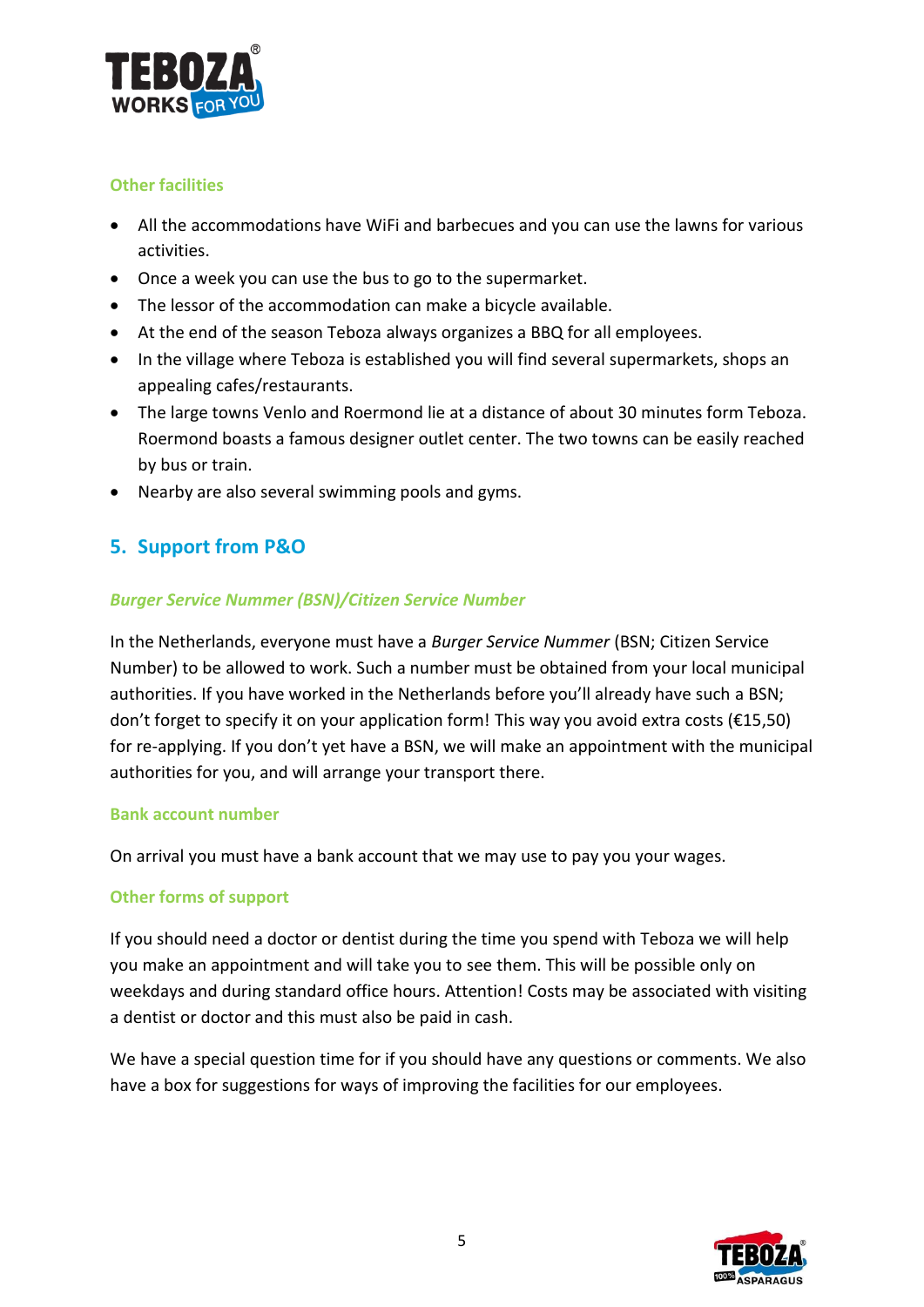### Other facilities

- All the accommodations have WiFi and barbecues and you can use the lawns for various activities.
- Once a week you can use the bus to go to the supermarket.
- The lessor of the accommodation can make a bicycle available.
- At the end of the season Teboza always organizes a BBQ for all employees.
- In the village where Teboza is established you will find several supermarkets, shops an appealing cafes/restaurants.
- The large towns Venlo and Roermond lie at a distance of about 30 minutes form Teboza. Roermond boasts a famous designer outlet center. The two towns can be easily reached by bus or train.
- Nearby are also several swimming pools and gyms.

## 5. Support from P&O

### *Burger Service Nummer (BSN)/Citizen Service Number*

In the Netherlands, everyone must have a *Burger Service Nummer* (BSN; Citizen Service Number) to be allowed to work. Such a number must be obtained from your local municipal authorities. If you have worked in the Netherlands before you'll already have such a BSN; don't forget to specify it on your application form! This way you avoid extra costs (€15,50) for re-applying. If you don't yet have a BSN, we will make an appointment with the municipal authorities for you, and will arrange your transport there.

### Bank account number

On arrival you must have a bank account that we may use to pay you your wages.

### Other forms of support

If you should need a doctor or dentist during the time you spend with Teboza we will help you make an appointment and will take you to see them. This will be possible only on weekdays and during standard office hours. Attention! Costs may be associated with visiting a dentist or doctor and this must also be paid in cash.

We have a special question time for if you should have any questions or comments. We also have a box for suggestions for ways of improving the facilities for our employees.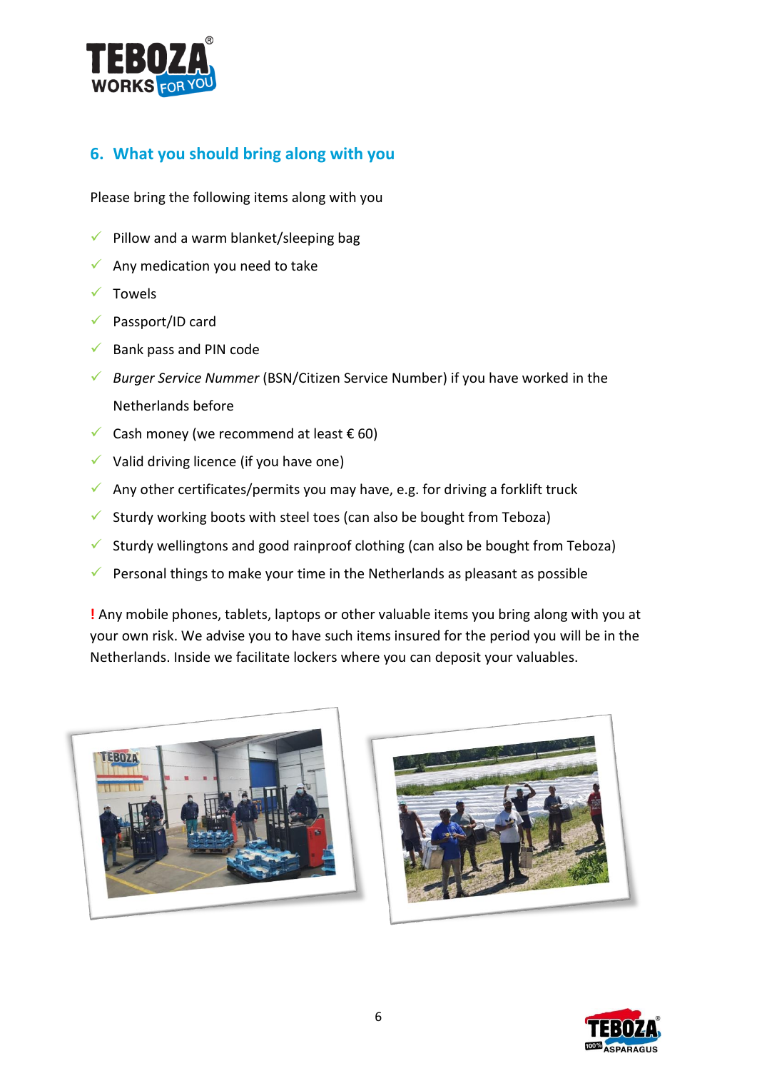## 6. What you should bring along with you

Please bring the following items along with you

- ✓ Pillow and a warm blanket/sleeping bag
- ✓ Any medication you need to take
- ✓ Towels
- ✓ Passport/ID card
- ✓ Bank pass and PIN code
- ✓ *Burger Service Nummer* (BSN/Citizen Service Number) if you have worked in the Netherlands before
- ✓ Cash money (we recommend at least € 60)
- ✓ Valid driving licence (if you have one)
- ✓ Any other certificates/permits you may have, e.g. for driving a forklift truck
- ✓ Sturdy working boots with steel toes (can also be bought from Teboza)
- ✓ Sturdy wellingtons and good rainproof clothing (can also be bought from Teboza)
- ✓ Personal things to make your time in the Netherlands as pleasant as possible

**!** Any mobile phones, tablets, laptops or other valuable items you bring along with you at your own risk. We advise you to have such items insured for the period you will be in the Netherlands. Inside we facilitate lockers where you can deposit your valuables.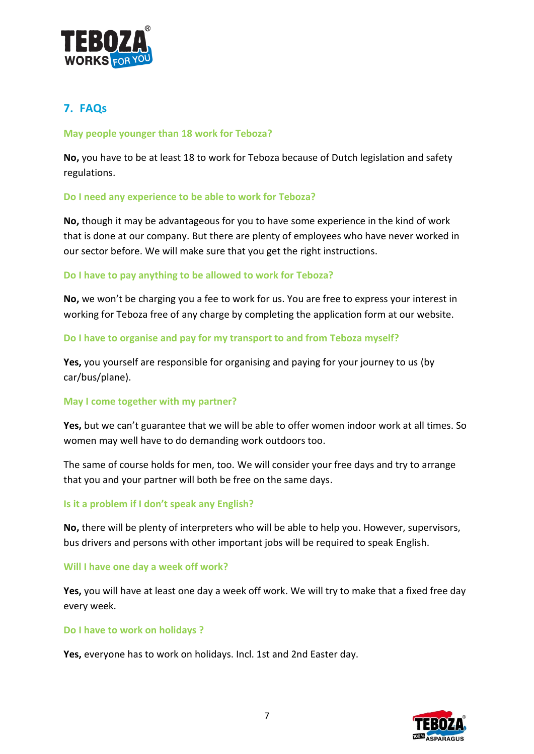## 7. FAQs

### May people younger than 18 work for Teboza?

**No,** you have to be at least 18 to work for Teboza because of Dutch legislation and safety regulations.

### Do I need any experience to be able to work for Teboza?

**No,** though it may be advantageous for you to have some experience in the kind of work that is done at our company. But there are plenty of employees who have never worked in our sector before. We will make sure that you get the right instructions.

### Do I have to pay anything to be allowed to work for Teboza?

**No,** we won't be charging you a fee to work for us. You are free to express your interest in working for Teboza free of any charge by completing the application form at our website.

### Do I have to organise and pay for my transport to and from Teboza myself?

**Yes,** you yourself are responsible for organising and paying for your journey to us (by car/bus/plane).

### May I come together with my partner?

**Yes,** but we can't guarantee that we will be able to offer women indoor work at all times. So women may well have to do demanding work outdoors too.

The same of course holds for men, too. We will consider your free days and try to arrange that you and your partner will both be free on the same days.

### Is it a problem if I don't speak any English?

**No,** there will be plenty of interpreters who will be able to help you. However, supervisors, bus drivers and persons with other important jobs will be required to speak English.

### Will I have one day a week off work?

**Yes,** you will have at least one day a week off work. We will try to make that a fixed free day every week.

### Do I have to work on holidays ?

**Yes,** everyone has to work on holidays. Incl. 1st and 2nd Easter day.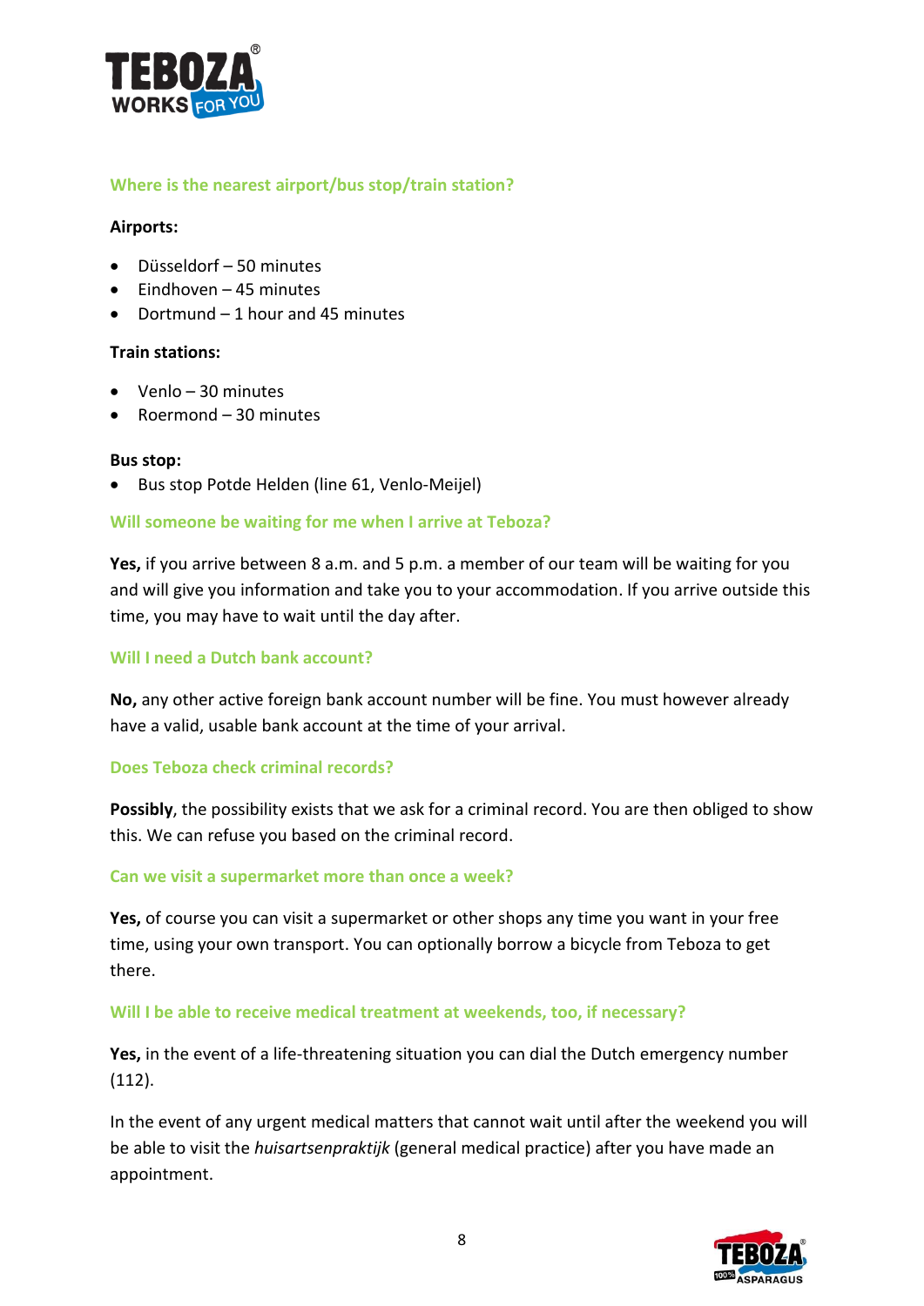### Where is the nearest airport/bus stop/train station?

**Airports:**

- Düsseldorf – 50 minutes
- Eindhoven – 45 minutes
- Dortmund – 1 hour and 45 minutes

**Train stations:**

- Venlo – 30 minutes
- Roermond – 30 minutes

**Bus stop:**

- Bus stop Potde Helden (line 61, Venlo-Meijel)

### Will someone be waiting for me when I arrive at Teboza?

**Yes,** if you arrive between 8 a.m. and 5 p.m. a member of our team will be waiting for you and will give you information and take you to your accommodation. If you arrive outside this time, you may have to wait until the day after.

### Will I need a Dutch bank account?

**No,** any other active foreign bank account number will be fine. You must however already have a valid, usable bank account at the time of your arrival.

### Does Teboza check criminal records?

**Possibly**, the possibility exists that we ask for a criminal record. You are then obliged to show this. We can refuse you based on the criminal record.

### Can we visit a supermarket more than once a week?

**Yes,** of course you can visit a supermarket or other shops any time you want in your free time, using your own transport. You can optionally borrow a bicycle from Teboza to get there.

### Will I be able to receive medical treatment at weekends, too, if necessary?

**Yes,** in the event of a life-threatening situation you can dial the Dutch emergency number (112).

In the event of any urgent medical matters that cannot wait until after the weekend you will be able to visit the *huisartsenpraktijk* (general medical practice) after you have made an appointment.